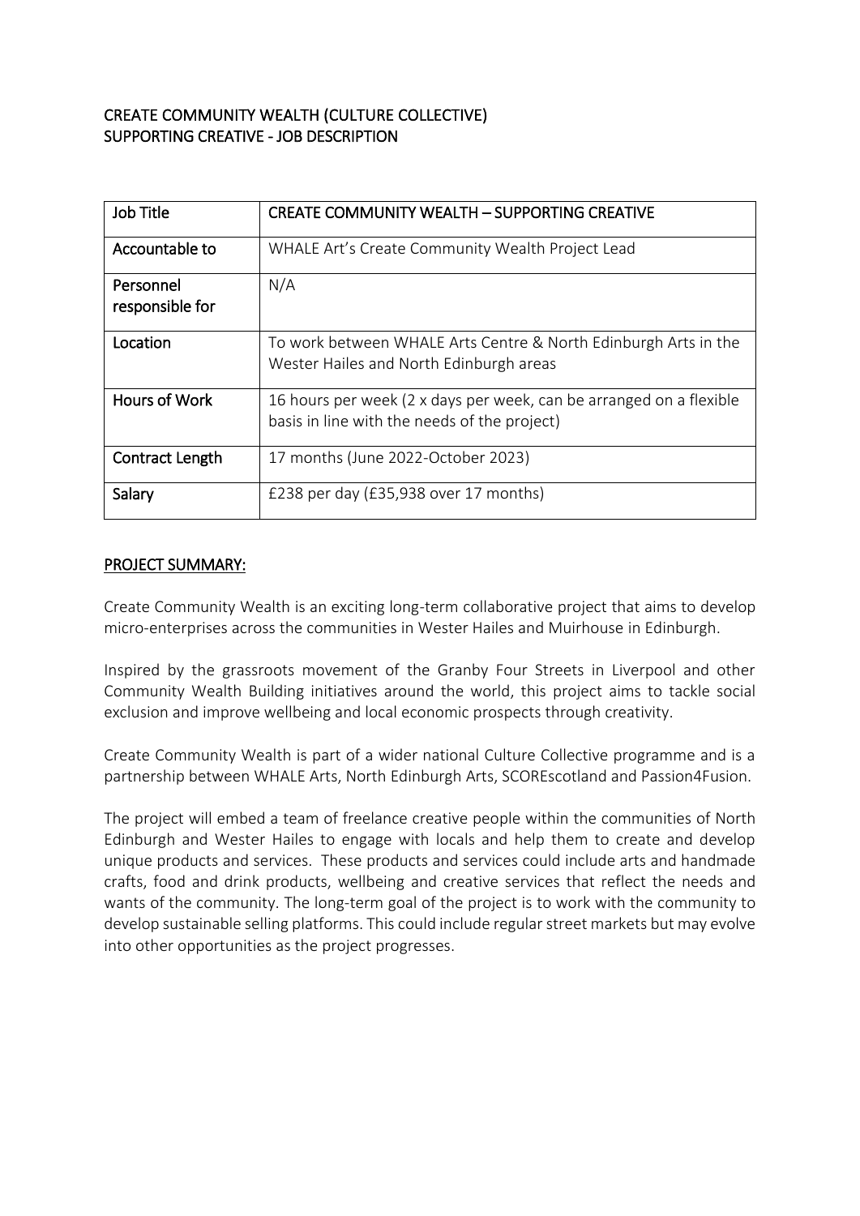# CREATE COMMUNITY WEALTH (CULTURE COLLECTIVE)
# SUPPORTING CREATIVE - JOB DESCRIPTION

| Job Title | CREATE COMMUNITY WEALTH – SUPPORTING CREATIVE |
|---|---|
| Accountable to | WHALE Art's Create Community Wealth Project Lead |
| Personnel responsible for | N/A |
| Location | To work between WHALE Arts Centre & North Edinburgh Arts in the Wester Hailes and North Edinburgh areas |
| Hours of Work | 16 hours per week (2 x days per week, can be arranged on a flexible basis in line with the needs of the project) |
| Contract Length | 17 months (June 2022-October 2023) |
| Salary | £238 per day (£35,938 over 17 months) |

## PROJECT SUMMARY:

Create Community Wealth is an exciting long-term collaborative project that aims to develop micro-enterprises across the communities in Wester Hailes and Muirhouse in Edinburgh.

Inspired by the grassroots movement of the Granby Four Streets in Liverpool and other Community Wealth Building initiatives around the world, this project aims to tackle social exclusion and improve wellbeing and local economic prospects through creativity.

Create Community Wealth is part of a wider national Culture Collective programme and is a partnership between WHALE Arts, North Edinburgh Arts, SCOREscotland and Passion4Fusion.

The project will embed a team of freelance creative people within the communities of North Edinburgh and Wester Hailes to engage with locals and help them to create and develop unique products and services. These products and services could include arts and handmade crafts, food and drink products, wellbeing and creative services that reflect the needs and wants of the community. The long-term goal of the project is to work with the community to develop sustainable selling platforms. This could include regular street markets but may evolve into other opportunities as the project progresses.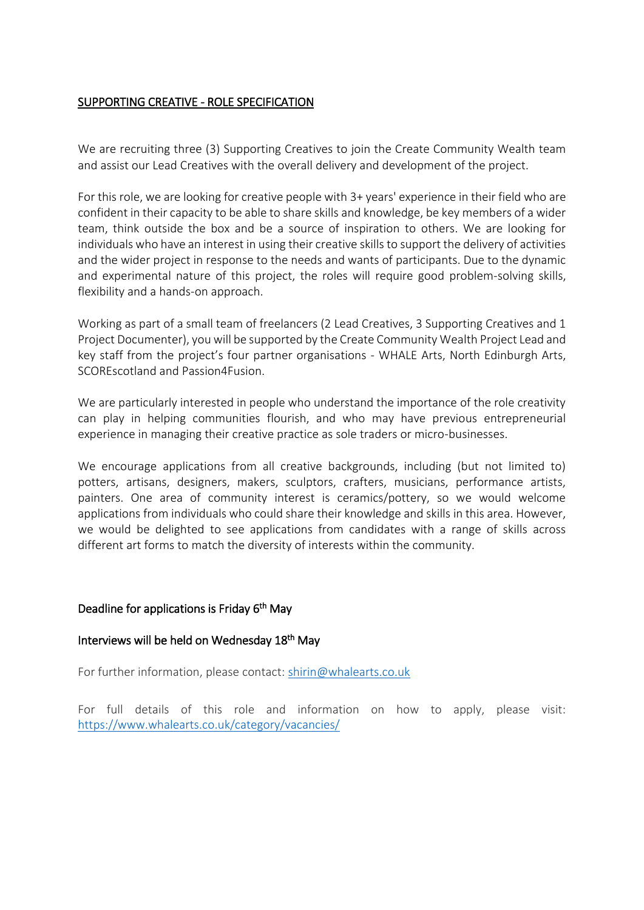## SUPPORTING CREATIVE - ROLE SPECIFICATION

We are recruiting three (3) Supporting Creatives to join the Create Community Wealth team and assist our Lead Creatives with the overall delivery and development of the project.

For this role, we are looking for creative people with 3+ years' experience in their field who are confident in their capacity to be able to share skills and knowledge, be key members of a wider team, think outside the box and be a source of inspiration to others. We are looking for individuals who have an interest in using their creative skills to support the delivery of activities and the wider project in response to the needs and wants of participants. Due to the dynamic and experimental nature of this project, the roles will require good problem-solving skills, flexibility and a hands-on approach.

Working as part of a small team of freelancers (2 Lead Creatives, 3 Supporting Creatives and 1 Project Documenter), you will be supported by the Create Community Wealth Project Lead and key staff from the project's four partner organisations - WHALE Arts, North Edinburgh Arts, SCOREscotland and Passion4Fusion.

We are particularly interested in people who understand the importance of the role creativity can play in helping communities flourish, and who may have previous entrepreneurial experience in managing their creative practice as sole traders or micro-businesses.

We encourage applications from all creative backgrounds, including (but not limited to) potters, artisans, designers, makers, sculptors, crafters, musicians, performance artists, painters. One area of community interest is ceramics/pottery, so we would welcome applications from individuals who could share their knowledge and skills in this area. However, we would be delighted to see applications from candidates with a range of skills across different art forms to match the diversity of interests within the community.

Deadline for applications is Friday 6th May

Interviews will be held on Wednesday 18th May

For further information, please contact: shirin@whalearts.co.uk

For full details of this role and information on how to apply, please visit: https://www.whalearts.co.uk/category/vacancies/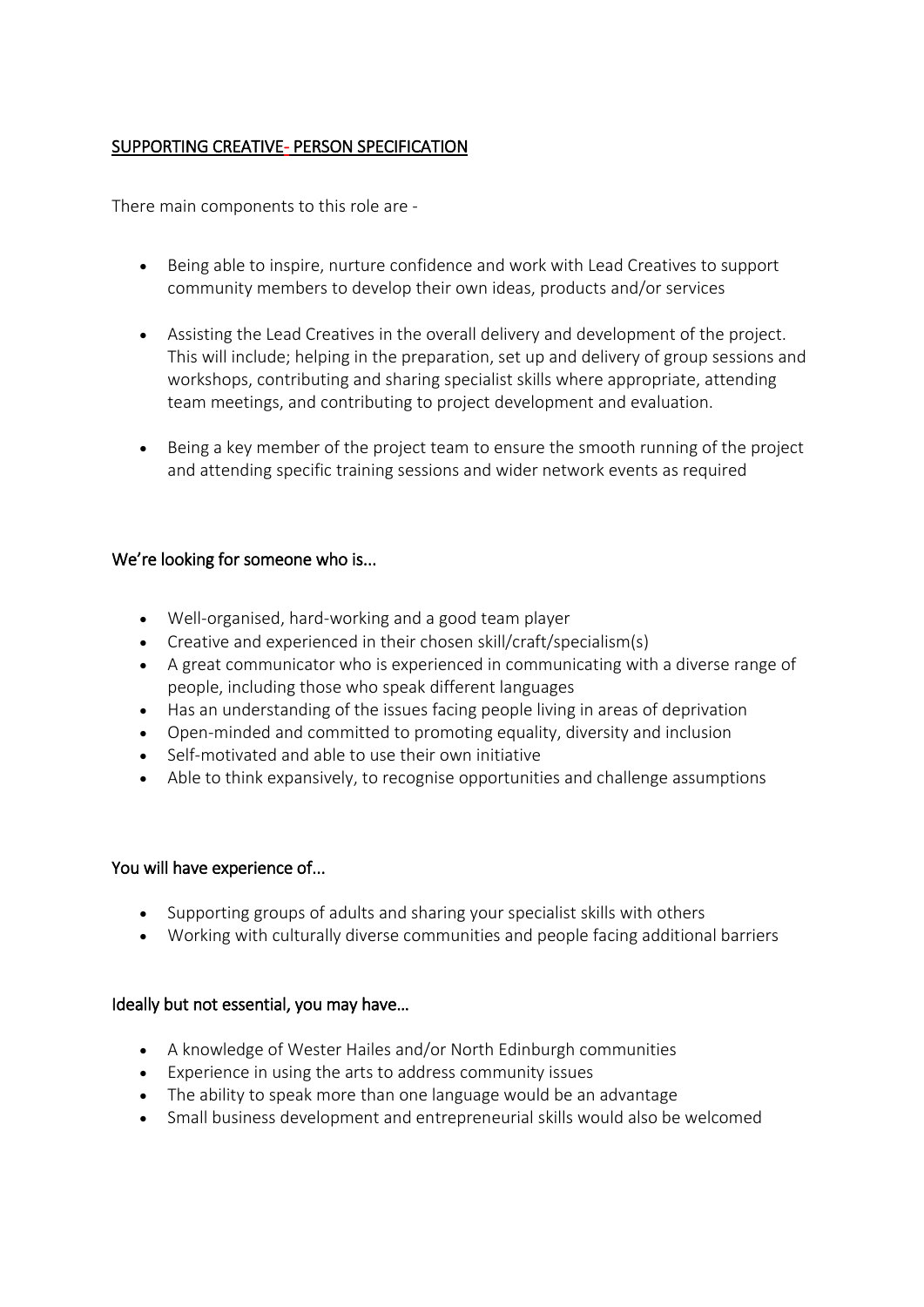## SUPPORTING CREATIVE- PERSON SPECIFICATION

There main components to this role are -

- Being able to inspire, nurture confidence and work with Lead Creatives to support community members to develop their own ideas, products and/or services
- Assisting the Lead Creatives in the overall delivery and development of the project. This will include; helping in the preparation, set up and delivery of group sessions and workshops, contributing and sharing specialist skills where appropriate, attending team meetings, and contributing to project development and evaluation.
- Being a key member of the project team to ensure the smooth running of the project and attending specific training sessions and wider network events as required

### We're looking for someone who is...

- Well-organised, hard-working and a good team player
- Creative and experienced in their chosen skill/craft/specialism(s)
- A great communicator who is experienced in communicating with a diverse range of people, including those who speak different languages
- Has an understanding of the issues facing people living in areas of deprivation
- Open-minded and committed to promoting equality, diversity and inclusion
- Self-motivated and able to use their own initiative
- Able to think expansively, to recognise opportunities and challenge assumptions

### You will have experience of...

- Supporting groups of adults and sharing your specialist skills with others
- Working with culturally diverse communities and people facing additional barriers

### Ideally but not essential, you may have…

- A knowledge of Wester Hailes and/or North Edinburgh communities
- Experience in using the arts to address community issues
- The ability to speak more than one language would be an advantage
- Small business development and entrepreneurial skills would also be welcomed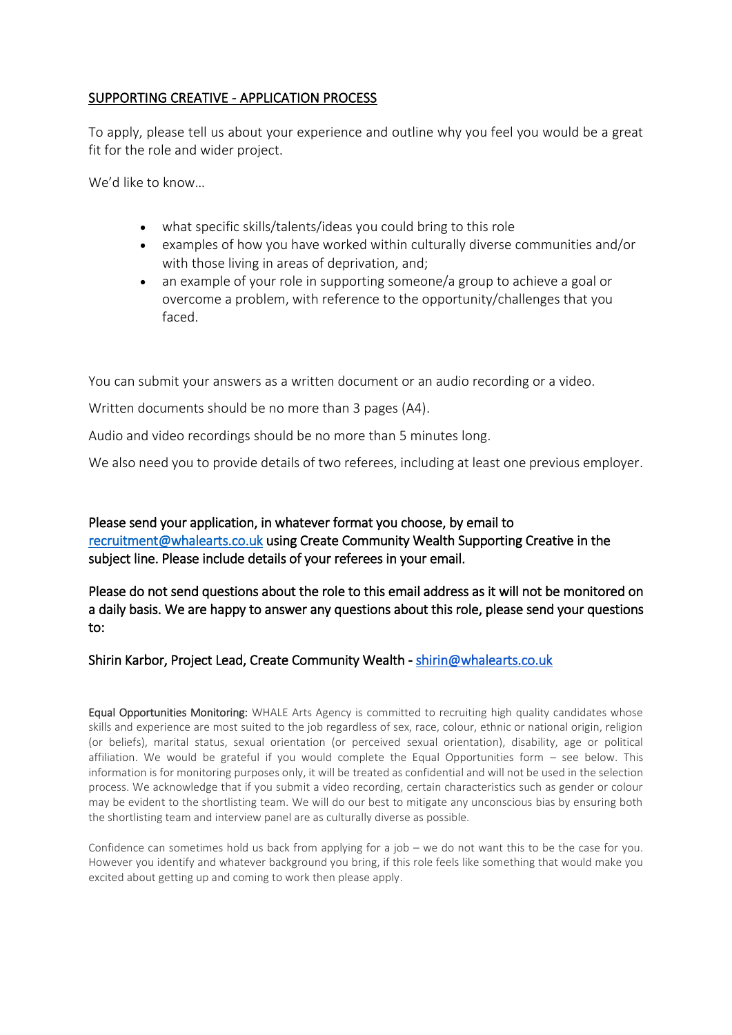## SUPPORTING CREATIVE - APPLICATION PROCESS

To apply, please tell us about your experience and outline why you feel you would be a great fit for the role and wider project.

We'd like to know…

- what specific skills/talents/ideas you could bring to this role
- examples of how you have worked within culturally diverse communities and/or with those living in areas of deprivation, and;
- an example of your role in supporting someone/a group to achieve a goal or overcome a problem, with reference to the opportunity/challenges that you faced.

You can submit your answers as a written document or an audio recording or a video.

Written documents should be no more than 3 pages (A4).

Audio and video recordings should be no more than 5 minutes long.

We also need you to provide details of two referees, including at least one previous employer.

Please send your application, in whatever format you choose, by email to recruitment@whalearts.co.uk using Create Community Wealth Supporting Creative in the subject line. Please include details of your referees in your email.

Please do not send questions about the role to this email address as it will not be monitored on a daily basis. We are happy to answer any questions about this role, please send your questions to:

Shirin Karbor, Project Lead, Create Community Wealth - shirin@whalearts.co.uk

**Equal Opportunities Monitoring:** WHALE Arts Agency is committed to recruiting high quality candidates whose skills and experience are most suited to the job regardless of sex, race, colour, ethnic or national origin, religion (or beliefs), marital status, sexual orientation (or perceived sexual orientation), disability, age or political affiliation. We would be grateful if you would complete the Equal Opportunities form – see below. This information is for monitoring purposes only, it will be treated as confidential and will not be used in the selection process. We acknowledge that if you submit a video recording, certain characteristics such as gender or colour may be evident to the shortlisting team. We will do our best to mitigate any unconscious bias by ensuring both the shortlisting team and interview panel are as culturally diverse as possible.

Confidence can sometimes hold us back from applying for a job – we do not want this to be the case for you. However you identify and whatever background you bring, if this role feels like something that would make you excited about getting up and coming to work then please apply.